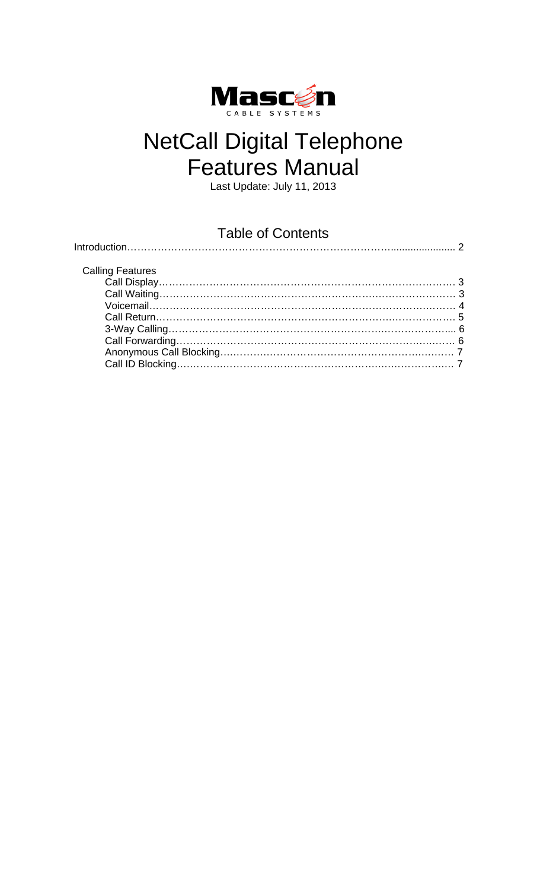Mascon
CABLE SYSTEMS

# NetCall Digital Telephone Features Manual

Last Update: July 11, 2013

## Table of Contents

Introduction………………………………………………………………………....................... 2

Calling Features

- Call Display………………………………………………………………………………. 3
- Call Waiting………………………………………………………………………………. 3
- Voicemail…………………………………………………………………………………. 4
- Call Return………………………………………………………………………………. 5
- 3-Way Calling…………………………………………………………………………... 6
- Call Forwarding…………………………………………………………………………. 6
- Anonymous Call Blocking……………………………………………………………… 7
- Call ID Blocking………………………………………………………………………… 7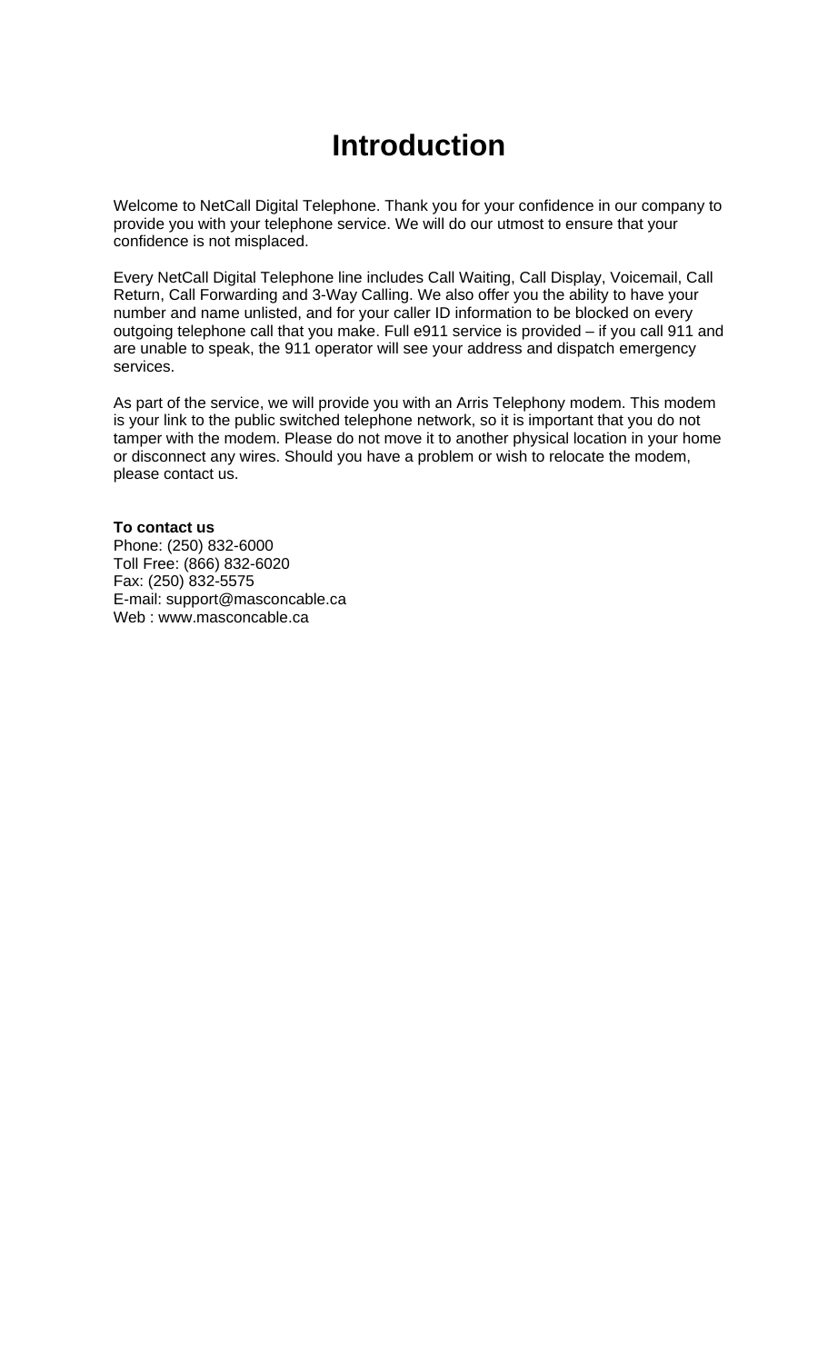# Introduction

Welcome to NetCall Digital Telephone. Thank you for your confidence in our company to provide you with your telephone service. We will do our utmost to ensure that your confidence is not misplaced.

Every NetCall Digital Telephone line includes Call Waiting, Call Display, Voicemail, Call Return, Call Forwarding and 3-Way Calling. We also offer you the ability to have your number and name unlisted, and for your caller ID information to be blocked on every outgoing telephone call that you make. Full e911 service is provided – if you call 911 and are unable to speak, the 911 operator will see your address and dispatch emergency services.

As part of the service, we will provide you with an Arris Telephony modem. This modem is your link to the public switched telephone network, so it is important that you do not tamper with the modem. Please do not move it to another physical location in your home or disconnect any wires. Should you have a problem or wish to relocate the modem, please contact us.

**To contact us**
Phone: (250) 832-6000
Toll Free: (866) 832-6020
Fax: (250) 832-5575
E-mail: support@masconcable.ca
Web : www.masconcable.ca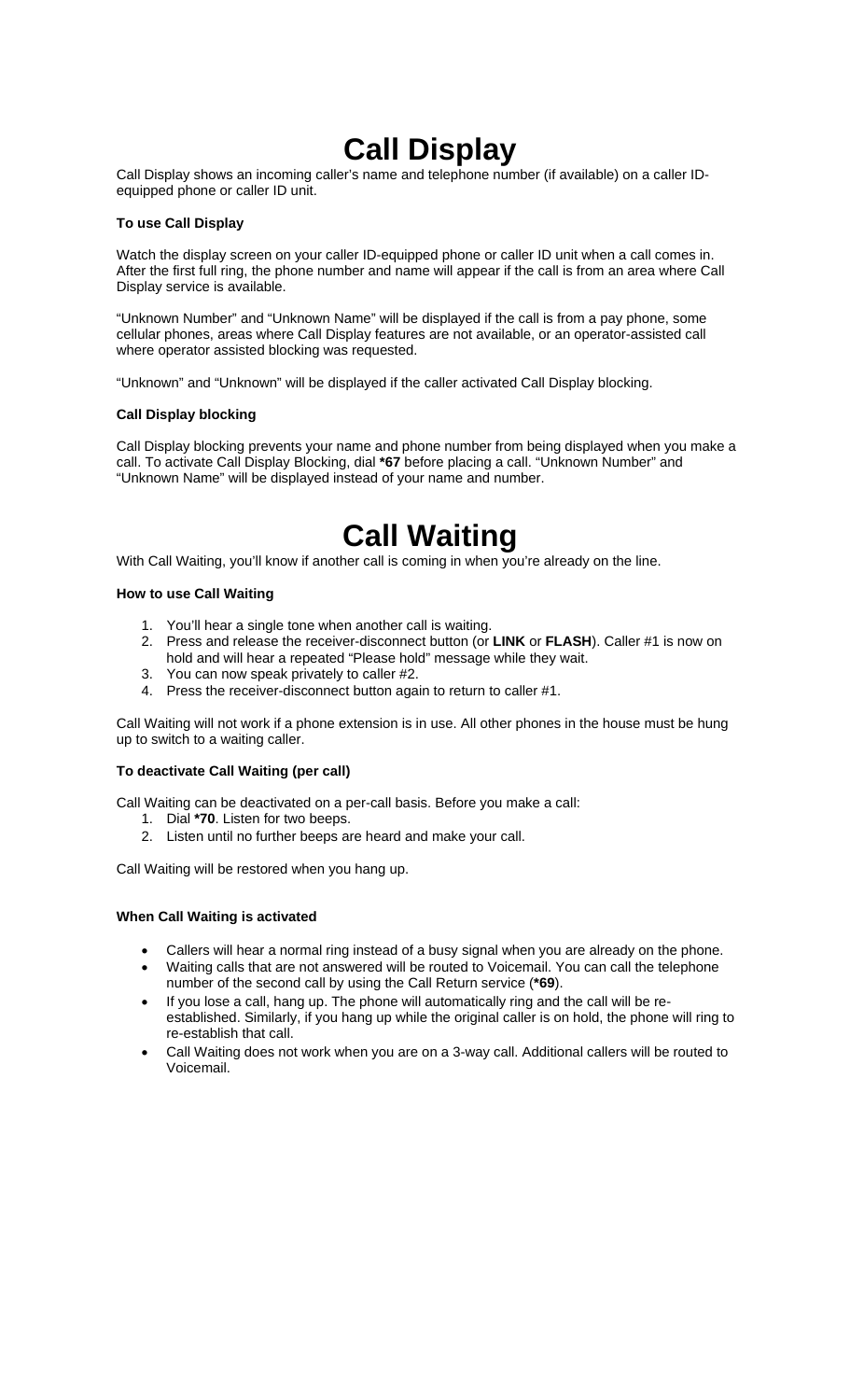# Call Display

Call Display shows an incoming caller's name and telephone number (if available) on a caller ID-equipped phone or caller ID unit.

**To use Call Display**

Watch the display screen on your caller ID-equipped phone or caller ID unit when a call comes in. After the first full ring, the phone number and name will appear if the call is from an area where Call Display service is available.

"Unknown Number" and "Unknown Name" will be displayed if the call is from a pay phone, some cellular phones, areas where Call Display features are not available, or an operator-assisted call where operator assisted blocking was requested.

"Unknown" and "Unknown" will be displayed if the caller activated Call Display blocking.

**Call Display blocking**

Call Display blocking prevents your name and phone number from being displayed when you make a call. To activate Call Display Blocking, dial **\*67** before placing a call. "Unknown Number" and "Unknown Name" will be displayed instead of your name and number.

# Call Waiting

With Call Waiting, you'll know if another call is coming in when you're already on the line.

**How to use Call Waiting**

1. You'll hear a single tone when another call is waiting.
2. Press and release the receiver-disconnect button (or **LINK** or **FLASH**). Caller #1 is now on hold and will hear a repeated "Please hold" message while they wait.
3. You can now speak privately to caller #2.
4. Press the receiver-disconnect button again to return to caller #1.

Call Waiting will not work if a phone extension is in use. All other phones in the house must be hung up to switch to a waiting caller.

**To deactivate Call Waiting (per call)**

Call Waiting can be deactivated on a per-call basis. Before you make a call:

1. Dial **\*70**. Listen for two beeps.
2. Listen until no further beeps are heard and make your call.

Call Waiting will be restored when you hang up.

**When Call Waiting is activated**

- Callers will hear a normal ring instead of a busy signal when you are already on the phone.
- Waiting calls that are not answered will be routed to Voicemail. You can call the telephone number of the second call by using the Call Return service (**\*69**).
- If you lose a call, hang up. The phone will automatically ring and the call will be re-established. Similarly, if you hang up while the original caller is on hold, the phone will ring to re-establish that call.
- Call Waiting does not work when you are on a 3-way call. Additional callers will be routed to Voicemail.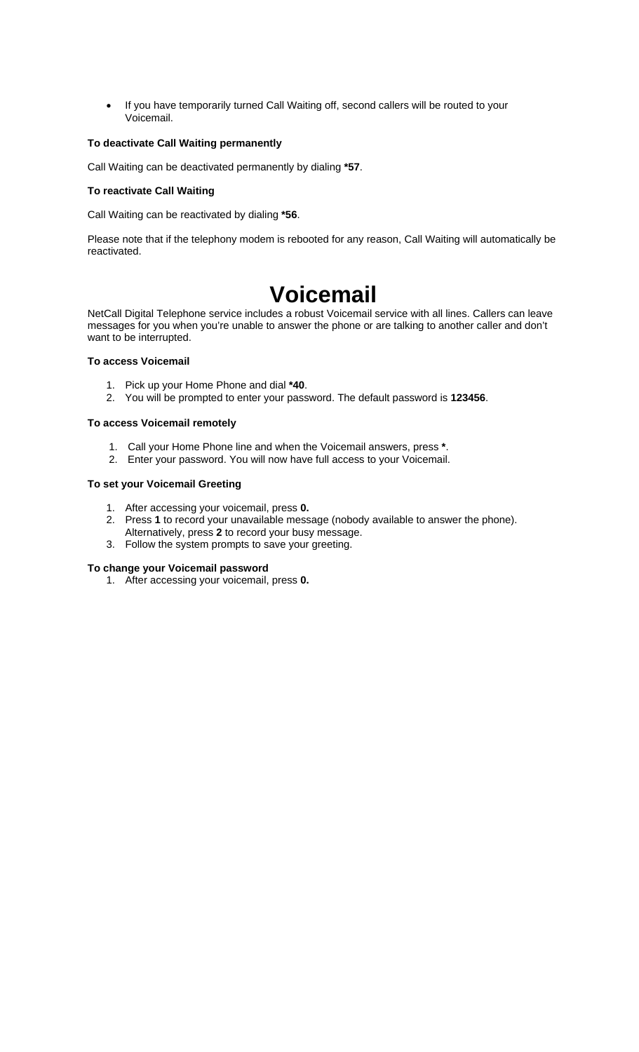- If you have temporarily turned Call Waiting off, second callers will be routed to your Voicemail.

**To deactivate Call Waiting permanently**

Call Waiting can be deactivated permanently by dialing ***57**.

**To reactivate Call Waiting**

Call Waiting can be reactivated by dialing ***56**.

Please note that if the telephony modem is rebooted for any reason, Call Waiting will automatically be reactivated.

# Voicemail

NetCall Digital Telephone service includes a robust Voicemail service with all lines. Callers can leave messages for you when you're unable to answer the phone or are talking to another caller and don't want to be interrupted.

**To access Voicemail**

1. Pick up your Home Phone and dial ***40**.
2. You will be prompted to enter your password. The default password is **123456**.

**To access Voicemail remotely**

1. Call your Home Phone line and when the Voicemail answers, press *****.
2. Enter your password. You will now have full access to your Voicemail.

**To set your Voicemail Greeting**

1. After accessing your voicemail, press **0.**
2. Press **1** to record your unavailable message (nobody available to answer the phone). Alternatively, press **2** to record your busy message.
3. Follow the system prompts to save your greeting.

**To change your Voicemail password**

1. After accessing your voicemail, press **0.**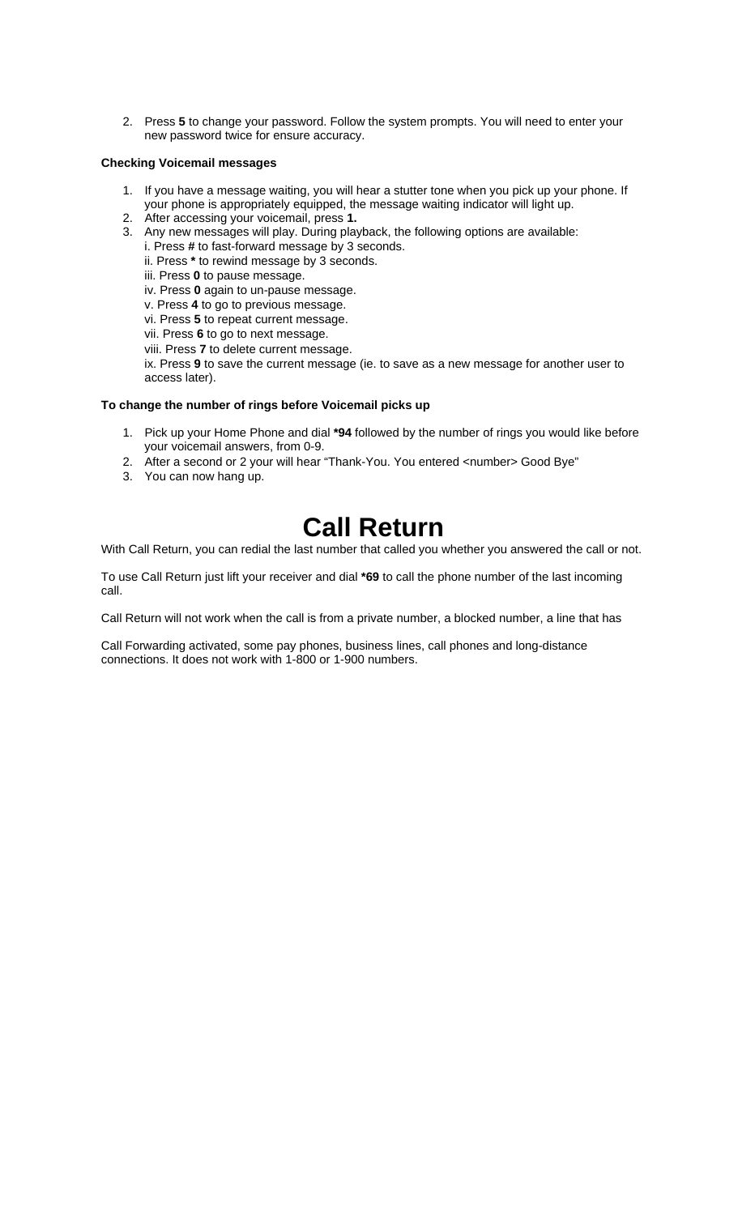2. Press **5** to change your password. Follow the system prompts. You will need to enter your new password twice for ensure accuracy.

**Checking Voicemail messages**

1. If you have a message waiting, you will hear a stutter tone when you pick up your phone. If your phone is appropriately equipped, the message waiting indicator will light up.
2. After accessing your voicemail, press **1.**
3. Any new messages will play. During playback, the following options are available:
   i. Press **#** to fast-forward message by 3 seconds.
   ii. Press **\*** to rewind message by 3 seconds.
   iii. Press **0** to pause message.
   iv. Press **0** again to un-pause message.
   v. Press **4** to go to previous message.
   vi. Press **5** to repeat current message.
   vii. Press **6** to go to next message.
   viii. Press **7** to delete current message.
   ix. Press **9** to save the current message (ie. to save as a new message for another user to access later).

**To change the number of rings before Voicemail picks up**

1. Pick up your Home Phone and dial **\*94** followed by the number of rings you would like before your voicemail answers, from 0-9.
2. After a second or 2 your will hear "Thank-You. You entered <number> Good Bye"
3. You can now hang up.

# Call Return

With Call Return, you can redial the last number that called you whether you answered the call or not.

To use Call Return just lift your receiver and dial **\*69** to call the phone number of the last incoming call.

Call Return will not work when the call is from a private number, a blocked number, a line that has

Call Forwarding activated, some pay phones, business lines, call phones and long-distance connections. It does not work with 1-800 or 1-900 numbers.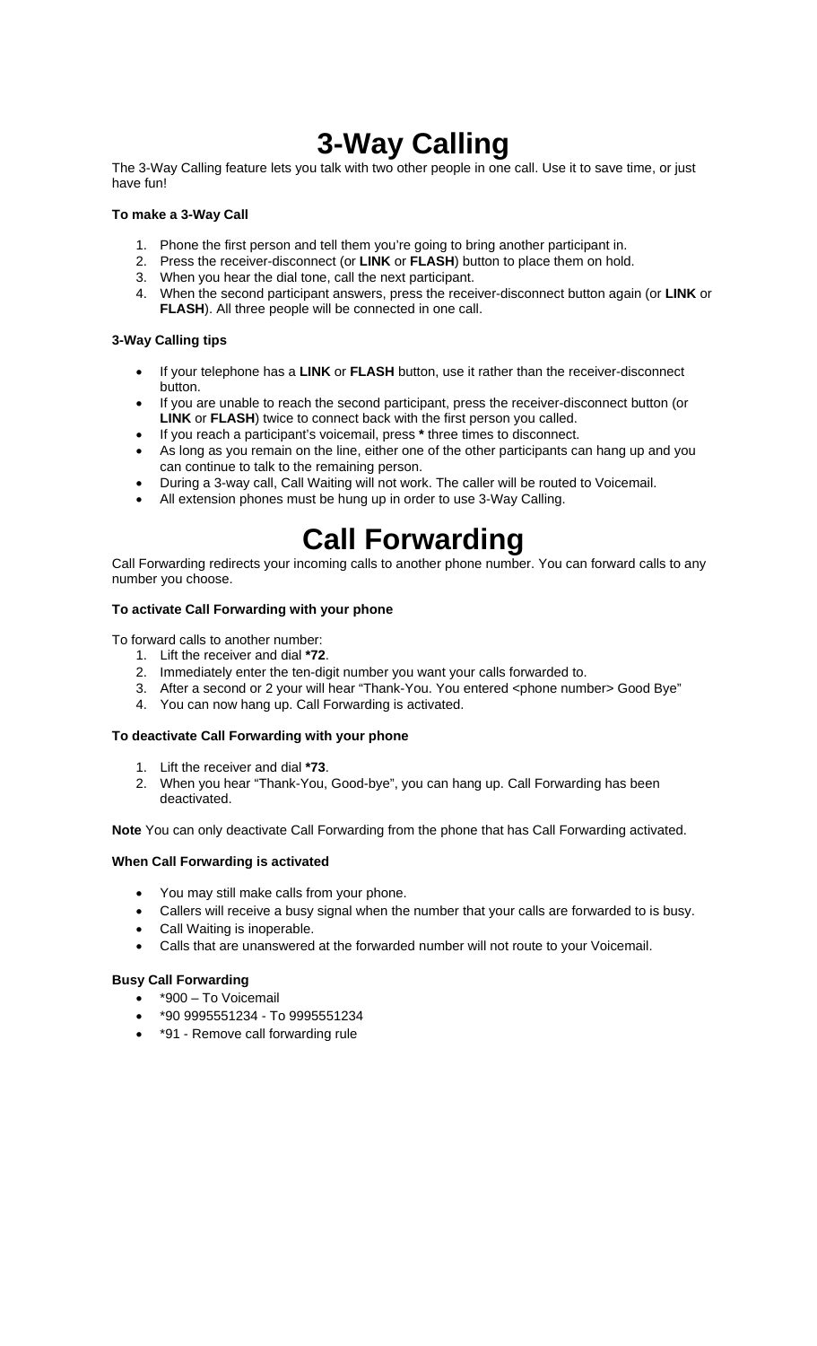# 3-Way Calling

The 3-Way Calling feature lets you talk with two other people in one call. Use it to save time, or just have fun!

**To make a 3-Way Call**

1. Phone the first person and tell them you're going to bring another participant in.
2. Press the receiver-disconnect (or **LINK** or **FLASH**) button to place them on hold.
3. When you hear the dial tone, call the next participant.
4. When the second participant answers, press the receiver-disconnect button again (or **LINK** or **FLASH**). All three people will be connected in one call.

**3-Way Calling tips**

- If your telephone has a **LINK** or **FLASH** button, use it rather than the receiver-disconnect button.
- If you are unable to reach the second participant, press the receiver-disconnect button (or **LINK** or **FLASH**) twice to connect back with the first person you called.
- If you reach a participant's voicemail, press **\*** three times to disconnect.
- As long as you remain on the line, either one of the other participants can hang up and you can continue to talk to the remaining person.
- During a 3-way call, Call Waiting will not work. The caller will be routed to Voicemail.
- All extension phones must be hung up in order to use 3-Way Calling.

# Call Forwarding

Call Forwarding redirects your incoming calls to another phone number. You can forward calls to any number you choose.

**To activate Call Forwarding with your phone**

To forward calls to another number:

1. Lift the receiver and dial **\*72**.
2. Immediately enter the ten-digit number you want your calls forwarded to.
3. After a second or 2 your will hear "Thank-You. You entered <phone number> Good Bye"
4. You can now hang up. Call Forwarding is activated.

**To deactivate Call Forwarding with your phone**

1. Lift the receiver and dial **\*73**.
2. When you hear "Thank-You, Good-bye", you can hang up. Call Forwarding has been deactivated.

**Note** You can only deactivate Call Forwarding from the phone that has Call Forwarding activated.

**When Call Forwarding is activated**

- You may still make calls from your phone.
- Callers will receive a busy signal when the number that your calls are forwarded to is busy.
- Call Waiting is inoperable.
- Calls that are unanswered at the forwarded number will not route to your Voicemail.

**Busy Call Forwarding**

- \*900 – To Voicemail
- \*90 9995551234 - To 9995551234
- \*91 - Remove call forwarding rule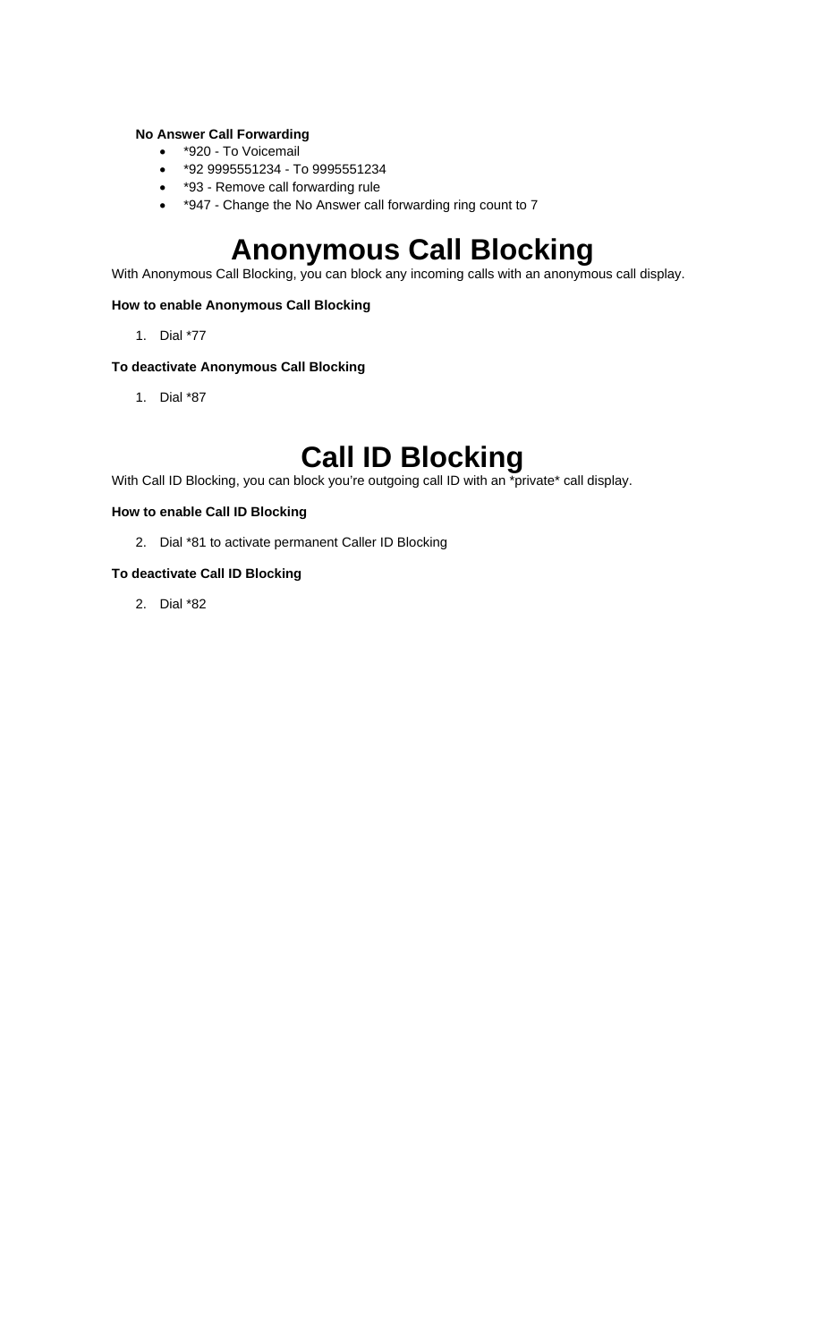**No Answer Call Forwarding**

- *920 - To Voicemail
- *92 9995551234 - To 9995551234
- *93 - Remove call forwarding rule
- *947 - Change the No Answer call forwarding ring count to 7

# Anonymous Call Blocking

With Anonymous Call Blocking, you can block any incoming calls with an anonymous call display.

**How to enable Anonymous Call Blocking**

1. Dial *77

**To deactivate Anonymous Call Blocking**

1. Dial *87

# Call ID Blocking

With Call ID Blocking, you can block you're outgoing call ID with an *private* call display.

**How to enable Call ID Blocking**

2. Dial *81 to activate permanent Caller ID Blocking

**To deactivate Call ID Blocking**

2. Dial *82